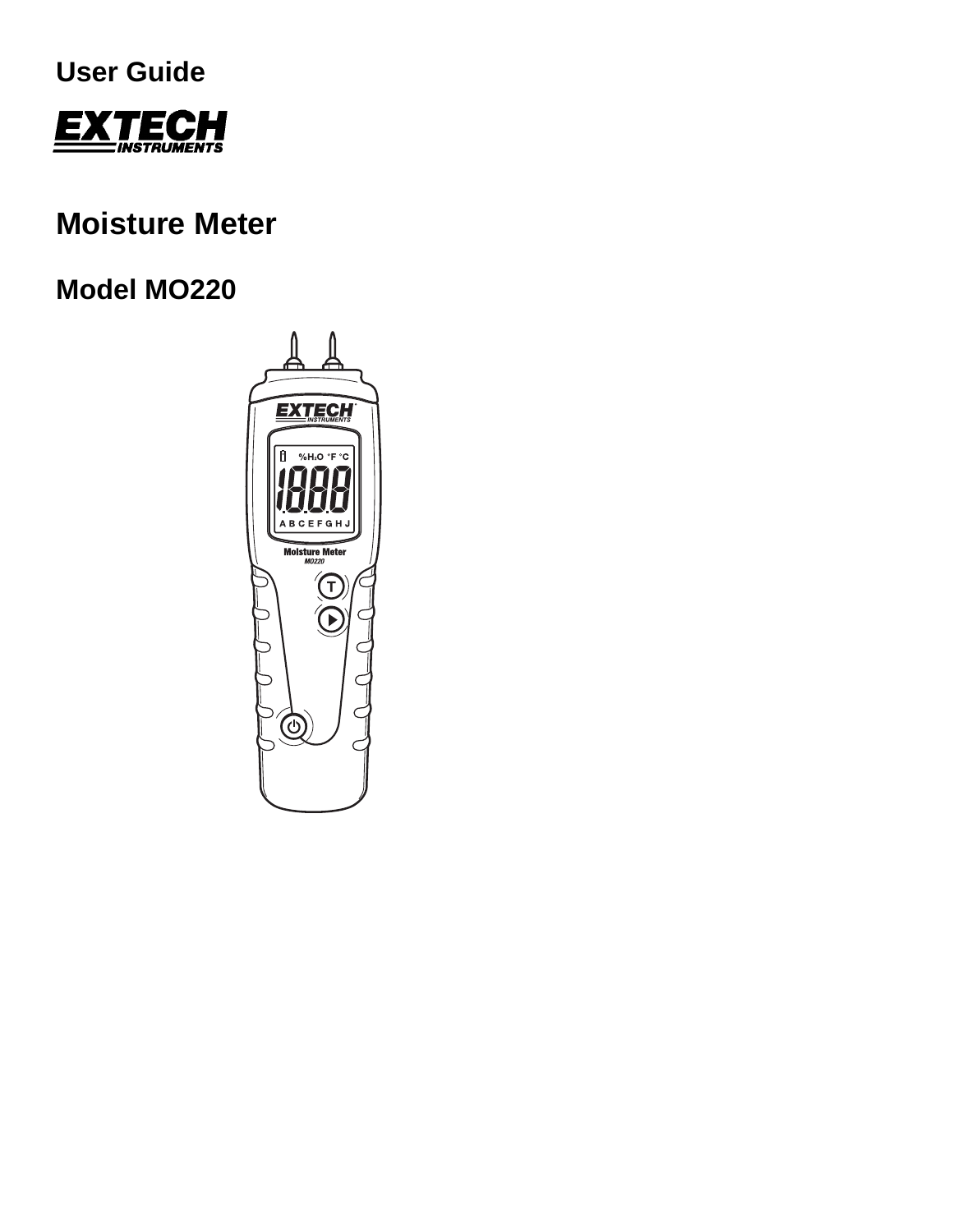User Guide

EXTECH INSTRUMENTS

# Moisture Meter

## Model MO220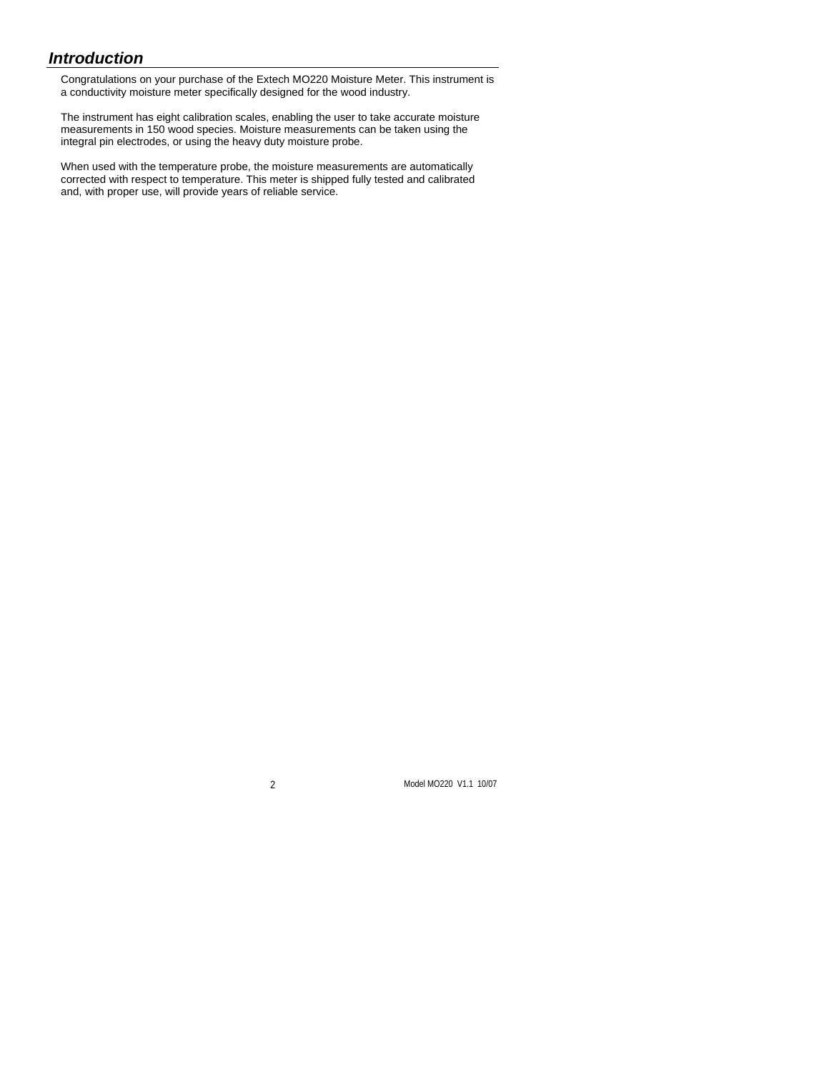## *Introduction*

Congratulations on your purchase of the Extech MO220 Moisture Meter. This instrument is a conductivity moisture meter specifically designed for the wood industry.

The instrument has eight calibration scales, enabling the user to take accurate moisture measurements in 150 wood species. Moisture measurements can be taken using the integral pin electrodes, or using the heavy duty moisture probe.

When used with the temperature probe, the moisture measurements are automatically corrected with respect to temperature. This meter is shipped fully tested and calibrated and, with proper use, will provide years of reliable service.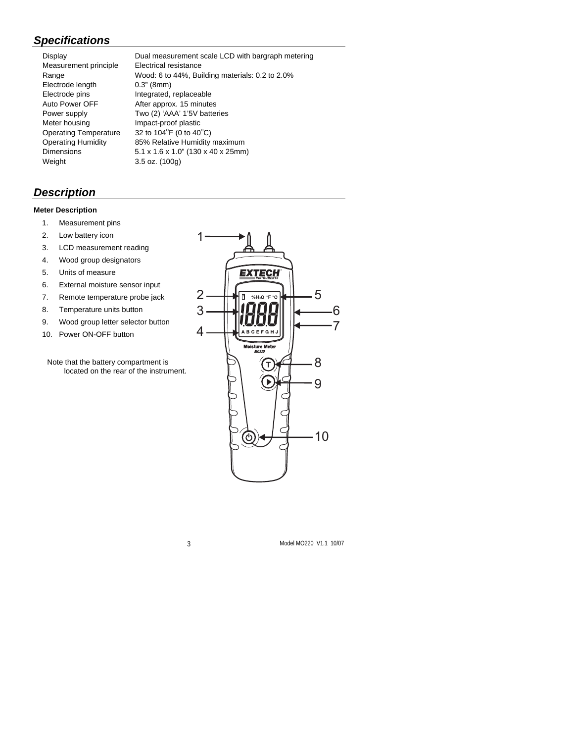## *Specifications*

| | |
|---|---|
| Display | Dual measurement scale LCD with bargraph metering |
| Measurement principle | Electrical resistance |
| Range | Wood: 6 to 44%, Building materials: 0.2 to 2.0% |
| Electrode length | 0.3" (8mm) |
| Electrode pins | Integrated, replaceable |
| Auto Power OFF | After approx. 15 minutes |
| Power supply | Two (2) 'AAA' 1'5V batteries |
| Meter housing | Impact-proof plastic |
| Operating Temperature | 32 to 104°F (0 to 40°C) |
| Operating Humidity | 85% Relative Humidity maximum |
| Dimensions | 5.1 x 1.6 x 1.0" (130 x 40 x 25mm) |
| Weight | 3.5 oz. (100g) |

## *Description*

**Meter Description**

1. Measurement pins
2. Low battery icon
3. LCD measurement reading
4. Wood group designators
5. Units of measure
6. External moisture sensor input
7. Remote temperature probe jack
8. Temperature units button
9. Wood group letter selector button
10. Power ON-OFF button

Note that the battery compartment is located on the rear of the instrument.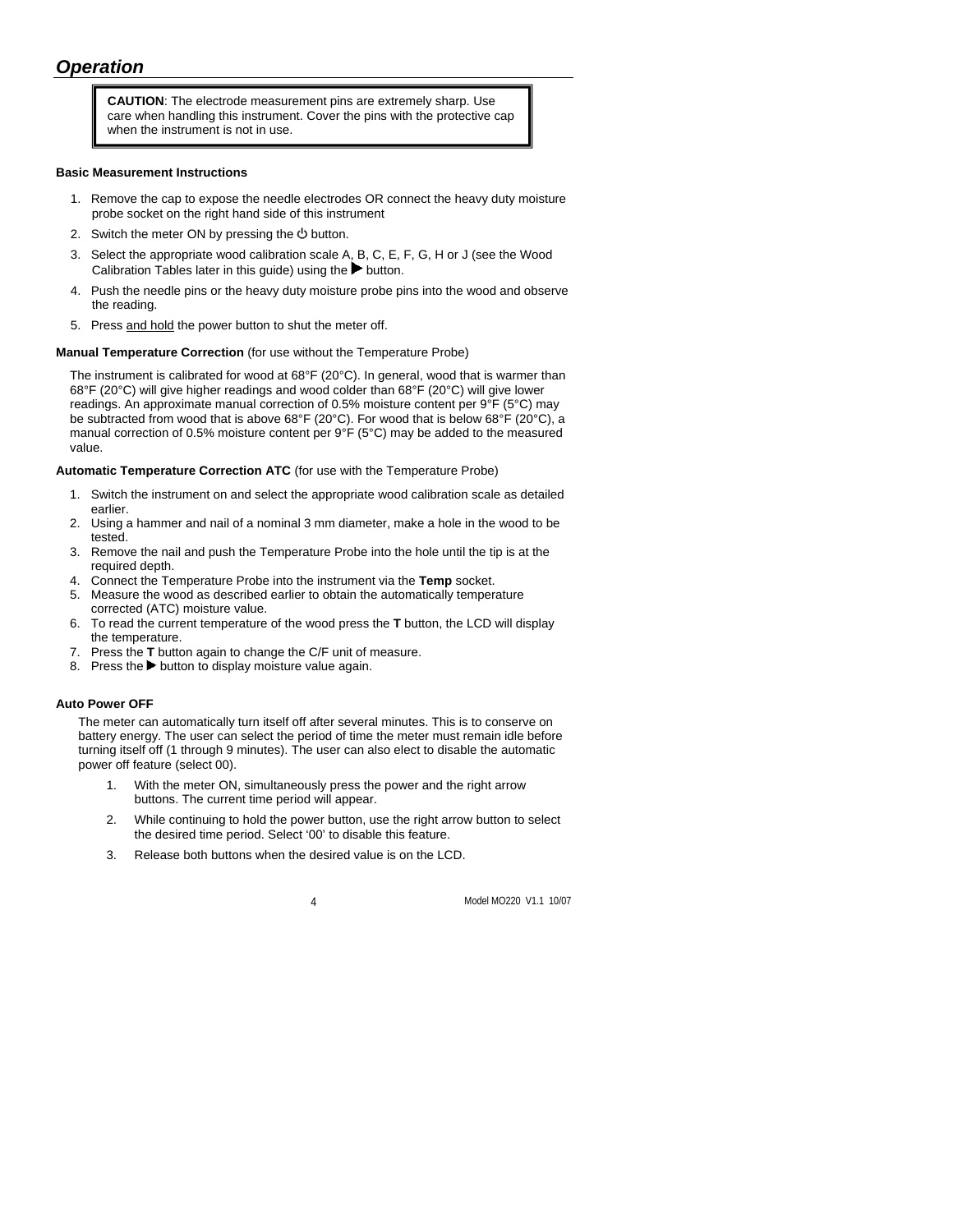## *Operation*

> **CAUTION**: The electrode measurement pins are extremely sharp. Use care when handling this instrument. Cover the pins with the protective cap when the instrument is not in use.

**Basic Measurement Instructions**

1. Remove the cap to expose the needle electrodes OR connect the heavy duty moisture probe socket on the right hand side of this instrument
2. Switch the meter ON by pressing the ⏻ button.
3. Select the appropriate wood calibration scale A, B, C, E, F, G, H or J (see the Wood Calibration Tables later in this guide) using the ▶ button.
4. Push the needle pins or the heavy duty moisture probe pins into the wood and observe the reading.
5. Press <u>and hold</u> the power button to shut the meter off.

**Manual Temperature Correction** (for use without the Temperature Probe)

The instrument is calibrated for wood at 68°F (20°C). In general, wood that is warmer than 68°F (20°C) will give higher readings and wood colder than 68°F (20°C) will give lower readings. An approximate manual correction of 0.5% moisture content per 9°F (5°C) may be subtracted from wood that is above 68°F (20°C). For wood that is below 68°F (20°C), a manual correction of 0.5% moisture content per 9°F (5°C) may be added to the measured value.

**Automatic Temperature Correction ATC** (for use with the Temperature Probe)

1. Switch the instrument on and select the appropriate wood calibration scale as detailed earlier.
2. Using a hammer and nail of a nominal 3 mm diameter, make a hole in the wood to be tested.
3. Remove the nail and push the Temperature Probe into the hole until the tip is at the required depth.
4. Connect the Temperature Probe into the instrument via the **Temp** socket.
5. Measure the wood as described earlier to obtain the automatically temperature corrected (ATC) moisture value.
6. To read the current temperature of the wood press the **T** button, the LCD will display the temperature.
7. Press the **T** button again to change the C/F unit of measure.
8. Press the ▶ button to display moisture value again.

**Auto Power OFF**

The meter can automatically turn itself off after several minutes. This is to conserve on battery energy. The user can select the period of time the meter must remain idle before turning itself off (1 through 9 minutes). The user can also elect to disable the automatic power off feature (select 00).

1. With the meter ON, simultaneously press the power and the right arrow buttons. The current time period will appear.
2. While continuing to hold the power button, use the right arrow button to select the desired time period. Select '00' to disable this feature.
3. Release both buttons when the desired value is on the LCD.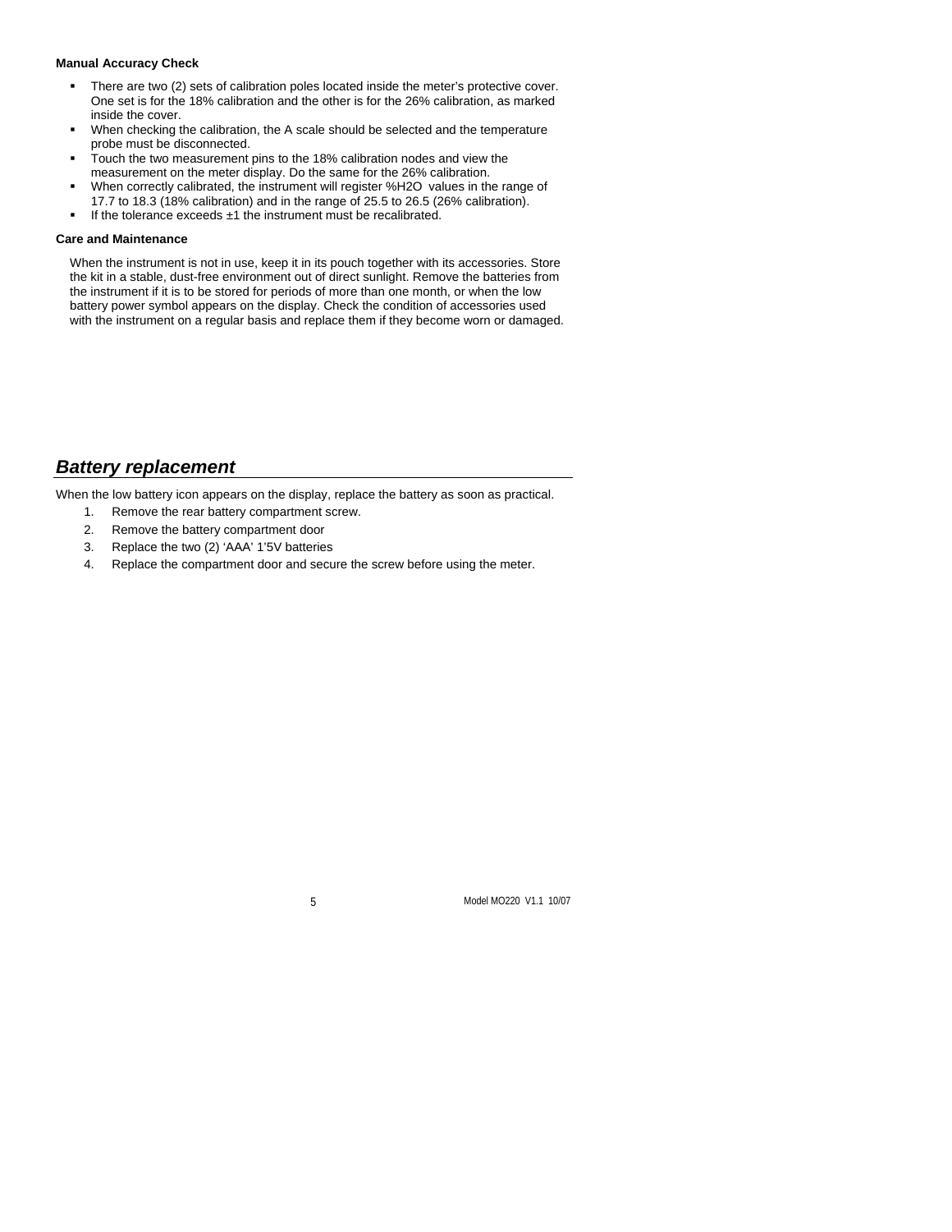**Manual Accuracy Check**

- There are two (2) sets of calibration poles located inside the meter's protective cover. One set is for the 18% calibration and the other is for the 26% calibration, as marked inside the cover.
- When checking the calibration, the A scale should be selected and the temperature probe must be disconnected.
- Touch the two measurement pins to the 18% calibration nodes and view the measurement on the meter display. Do the same for the 26% calibration.
- When correctly calibrated, the instrument will register %H2O values in the range of 17.7 to 18.3 (18% calibration) and in the range of 25.5 to 26.5 (26% calibration).
- If the tolerance exceeds ±1 the instrument must be recalibrated.

**Care and Maintenance**

When the instrument is not in use, keep it in its pouch together with its accessories. Store the kit in a stable, dust-free environment out of direct sunlight. Remove the batteries from the instrument if it is to be stored for periods of more than one month, or when the low battery power symbol appears on the display. Check the condition of accessories used with the instrument on a regular basis and replace them if they become worn or damaged.

## *Battery replacement*

When the low battery icon appears on the display, replace the battery as soon as practical.

1. Remove the rear battery compartment screw.
2. Remove the battery compartment door
3. Replace the two (2) 'AAA' 1'5V batteries
4. Replace the compartment door and secure the screw before using the meter.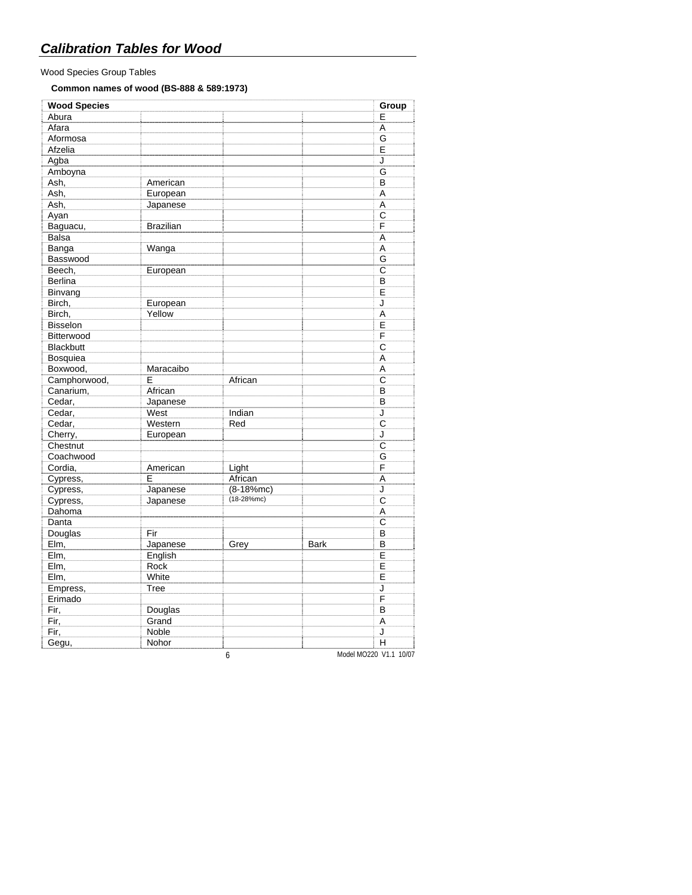## *Calibration Tables for Wood*

Wood Species Group Tables

**Common names of wood (BS-888 & 589:1973)**

| Wood Species | | | | Group |
|---|---|---|---|---|
| Abura | | | | E |
| Afara | | | | A |
| Aformosa | | | | G |
| Afzelia | | | | E |
| Agba | | | | J |
| Amboyna | | | | G |
| Ash, | American | | | B |
| Ash, | European | | | A |
| Ash, | Japanese | | | A |
| Ayan | | | | C |
| Baguacu, | Brazilian | | | F |
| Balsa | | | | A |
| Banga | Wanga | | | A |
| Basswood | | | | G |
| Beech, | European | | | C |
| Berlina | | | | B |
| Binvang | | | | E |
| Birch, | European | | | J |
| Birch, | Yellow | | | A |
| Bisselon | | | | E |
| Bitterwood | | | | F |
| Blackbutt | | | | C |
| Bosquiea | | | | A |
| Boxwood, | Maracaibo | | | A |
| Camphorwood, | E | African | | C |
| Canarium, | African | | | B |
| Cedar, | Japanese | | | B |
| Cedar, | West | Indian | | J |
| Cedar, | Western | Red | | C |
| Cherry, | European | | | J |
| Chestnut | | | | C |
| Coachwood | | | | G |
| Cordia, | American | Light | | F |
| Cypress, | E | African | | A |
| Cypress, | Japanese | (8-18%mc) | | J |
| Cypress, | Japanese | (18-28%mc) | | C |
| Dahoma | | | | A |
| Danta | | | | C |
| Douglas | Fir | | | B |
| Elm, | Japanese | Grey | Bark | B |
| Elm, | English | | | E |
| Elm, | Rock | | | E |
| Elm, | White | | | E |
| Empress, | Tree | | | J |
| Erimado | | | | F |
| Fir, | Douglas | | | B |
| Fir, | Grand | | | A |
| Fir, | Noble | | | J |
| Gegu, | Nohor | | | H |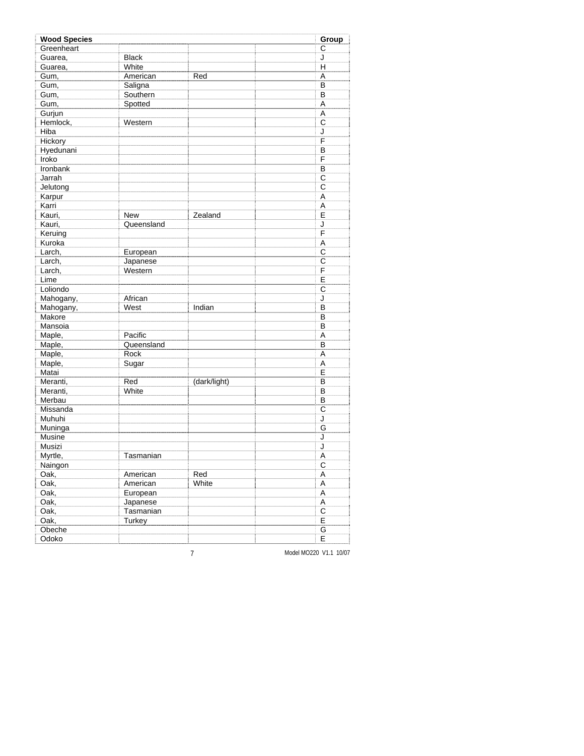| Wood Species | | | | Group |
|---|---|---|---|---|
| Greenheart | | | | C |
| Guarea, | Black | | | J |
| Guarea, | White | | | H |
| Gum, | American | Red | | A |
| Gum, | Saligna | | | B |
| Gum, | Southern | | | B |
| Gum, | Spotted | | | A |
| Gurjun | | | | A |
| Hemlock, | Western | | | C |
| Hiba | | | | J |
| Hickory | | | | F |
| Hyedunani | | | | B |
| Iroko | | | | F |
| Ironbank | | | | B |
| Jarrah | | | | C |
| Jelutong | | | | C |
| Karpur | | | | A |
| Karri | | | | A |
| Kauri, | New | Zealand | | E |
| Kauri, | Queensland | | | J |
| Keruing | | | | F |
| Kuroka | | | | A |
| Larch, | European | | | C |
| Larch, | Japanese | | | C |
| Larch, | Western | | | F |
| Lime | | | | E |
| Loliondo | | | | C |
| Mahogany, | African | | | J |
| Mahogany, | West | Indian | | B |
| Makore | | | | B |
| Mansoia | | | | B |
| Maple, | Pacific | | | A |
| Maple, | Queensland | | | B |
| Maple, | Rock | | | A |
| Maple, | Sugar | | | A |
| Matai | | | | E |
| Meranti, | Red | (dark/light) | | B |
| Meranti, | White | | | B |
| Merbau | | | | B |
| Missanda | | | | C |
| Muhuhi | | | | J |
| Muninga | | | | G |
| Musine | | | | J |
| Musizi | | | | J |
| Myrtle, | Tasmanian | | | A |
| Naingon | | | | C |
| Oak, | American | Red | | A |
| Oak, | American | White | | A |
| Oak, | European | | | A |
| Oak, | Japanese | | | A |
| Oak, | Tasmanian | | | C |
| Oak, | Turkey | | | E |
| Obeche | | | | G |
| Odoko | | | | E |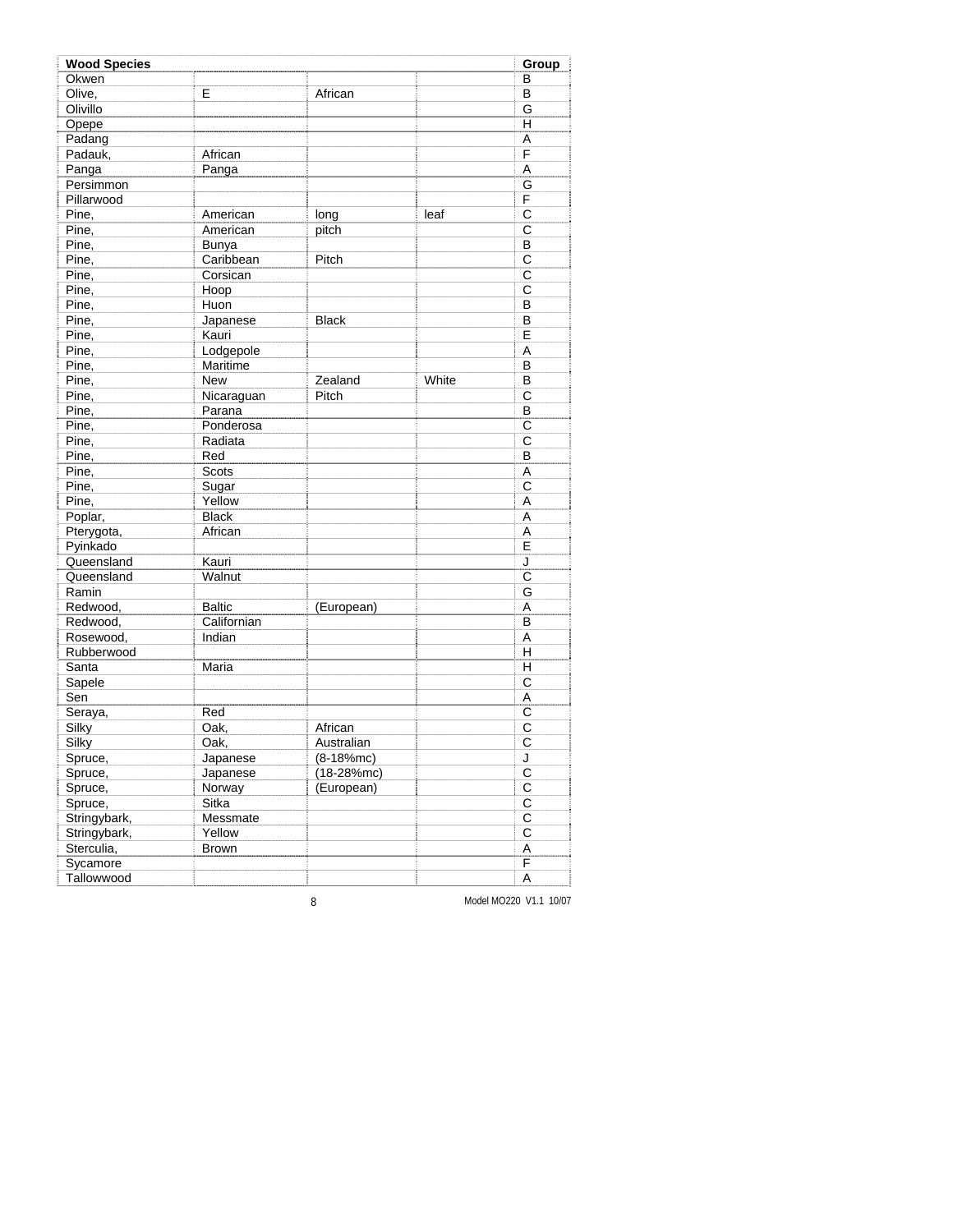| Wood Species | | | | Group |
|---|---|---|---|---|
| Okwen | | | | B |
| Olive, | E | African | | B |
| Olivillo | | | | G |
| Opepe | | | | H |
| Padang | | | | A |
| Padauk, | African | | | F |
| Panga | Panga | | | A |
| Persimmon | | | | G |
| Pillarwood | | | | F |
| Pine, | American | long | leaf | C |
| Pine, | American | pitch | | C |
| Pine, | Bunya | | | B |
| Pine, | Caribbean | Pitch | | C |
| Pine, | Corsican | | | C |
| Pine, | Hoop | | | C |
| Pine, | Huon | | | B |
| Pine, | Japanese | Black | | B |
| Pine, | Kauri | | | E |
| Pine, | Lodgepole | | | A |
| Pine, | Maritime | | | B |
| Pine, | New | Zealand | White | B |
| Pine, | Nicaraguan | Pitch | | C |
| Pine, | Parana | | | B |
| Pine, | Ponderosa | | | C |
| Pine, | Radiata | | | C |
| Pine, | Red | | | B |
| Pine, | Scots | | | A |
| Pine, | Sugar | | | C |
| Pine, | Yellow | | | A |
| Poplar, | Black | | | A |
| Pterygota, | African | | | A |
| Pyinkado | | | | E |
| Queensland | Kauri | | | J |
| Queensland | Walnut | | | C |
| Ramin | | | | G |
| Redwood, | Baltic | (European) | | A |
| Redwood, | Californian | | | B |
| Rosewood, | Indian | | | A |
| Rubberwood | | | | H |
| Santa | Maria | | | H |
| Sapele | | | | C |
| Sen | | | | A |
| Seraya, | Red | | | C |
| Silky | Oak, | African | | C |
| Silky | Oak, | Australian | | C |
| Spruce, | Japanese | (8-18%mc) | | J |
| Spruce, | Japanese | (18-28%mc) | | C |
| Spruce, | Norway | (European) | | C |
| Spruce, | Sitka | | | C |
| Stringybark, | Messmate | | | C |
| Stringybark, | Yellow | | | C |
| Sterculia, | Brown | | | A |
| Sycamore | | | | F |
| Tallowwood | | | | A |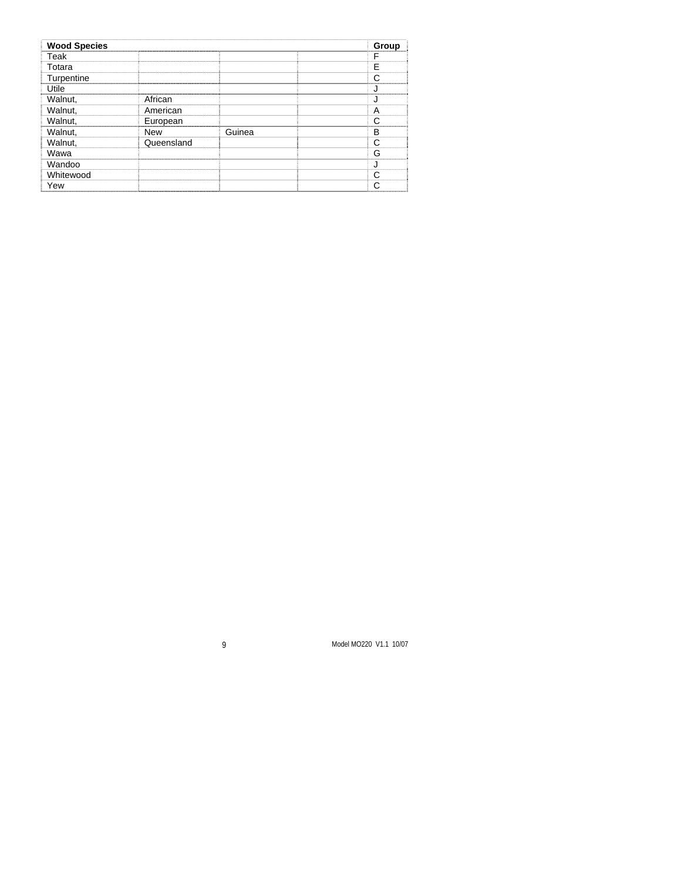| Wood Species | | | | Group |
|---|---|---|---|---|
| Teak | | | | F |
| Totara | | | | E |
| Turpentine | | | | C |
| Utile | | | | J |
| Walnut, | African | | | J |
| Walnut, | American | | | A |
| Walnut, | European | | | C |
| Walnut, | New | Guinea | | B |
| Walnut, | Queensland | | | C |
| Wawa | | | | G |
| Wandoo | | | | J |
| Whitewood | | | | C |
| Yew | | | | C |

Model MO220 V1.1 10/07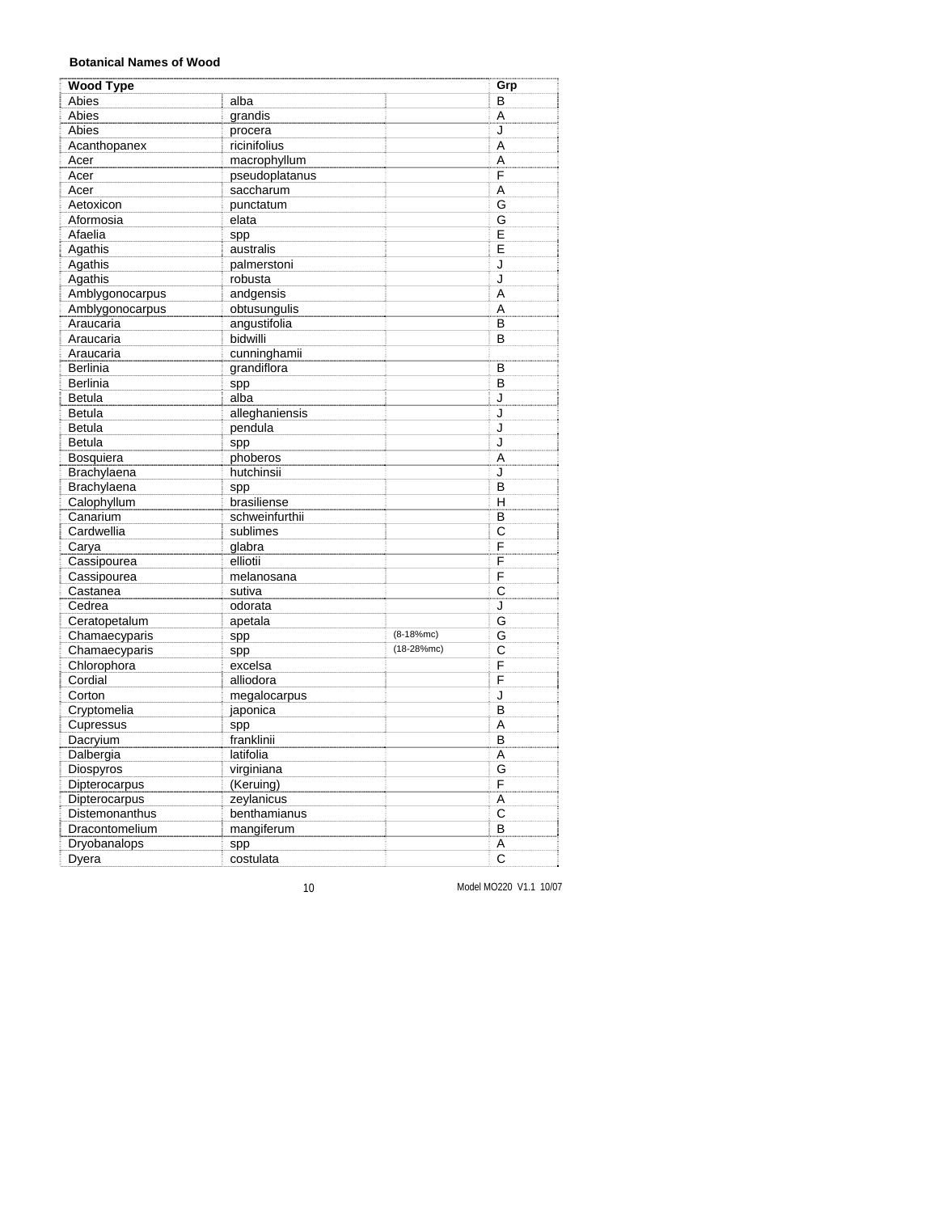**Botanical Names of Wood**

| Wood Type | | | Grp |
|---|---|---|---|
| Abies | alba | | B |
| Abies | grandis | | A |
| Abies | procera | | J |
| Acanthopanex | ricinifolius | | A |
| Acer | macrophyllum | | A |
| Acer | pseudoplatanus | | F |
| Acer | saccharum | | A |
| Aetoxicon | punctatum | | G |
| Aformosia | elata | | G |
| Afaelia | spp | | E |
| Agathis | australis | | E |
| Agathis | palmerstoni | | J |
| Agathis | robusta | | J |
| Amblygonocarpus | andgensis | | A |
| Amblygonocarpus | obtusungulis | | A |
| Araucaria | angustifolia | | B |
| Araucaria | bidwilli | | B |
| Araucaria | cunninghamii | | |
| Berlinia | grandiflora | | B |
| Berlinia | spp | | B |
| Betula | alba | | J |
| Betula | alleghaniensis | | J |
| Betula | pendula | | J |
| Betula | spp | | J |
| Bosquiera | phoberos | | A |
| Brachylaena | hutchinsii | | J |
| Brachylaena | spp | | B |
| Calophyllum | brasiliense | | H |
| Canarium | schweinfurthii | | B |
| Cardwellia | sublimes | | C |
| Carya | glabra | | F |
| Cassipourea | elliotii | | F |
| Cassipourea | melanosana | | F |
| Castanea | sutiva | | C |
| Cedrea | odorata | | J |
| Ceratopetalum | apetala | | G |
| Chamaecyparis | spp | (8-18%mc) | G |
| Chamaecyparis | spp | (18-28%mc) | C |
| Chlorophora | excelsa | | F |
| Cordial | alliodora | | F |
| Corton | megalocarpus | | J |
| Cryptomelia | japonica | | B |
| Cupressus | spp | | A |
| Dacryium | franklinii | | B |
| Dalbergia | latifolia | | A |
| Diospyros | virginiana | | G |
| Dipterocarpus | (Keruing) | | F |
| Dipterocarpus | zeylanicus | | A |
| Distemonanthus | benthamianus | | C |
| Dracontomelium | mangiferum | | B |
| Dryobanalops | spp | | A |
| Dyera | costulata | | C |

Model MO220 V1.1 10/07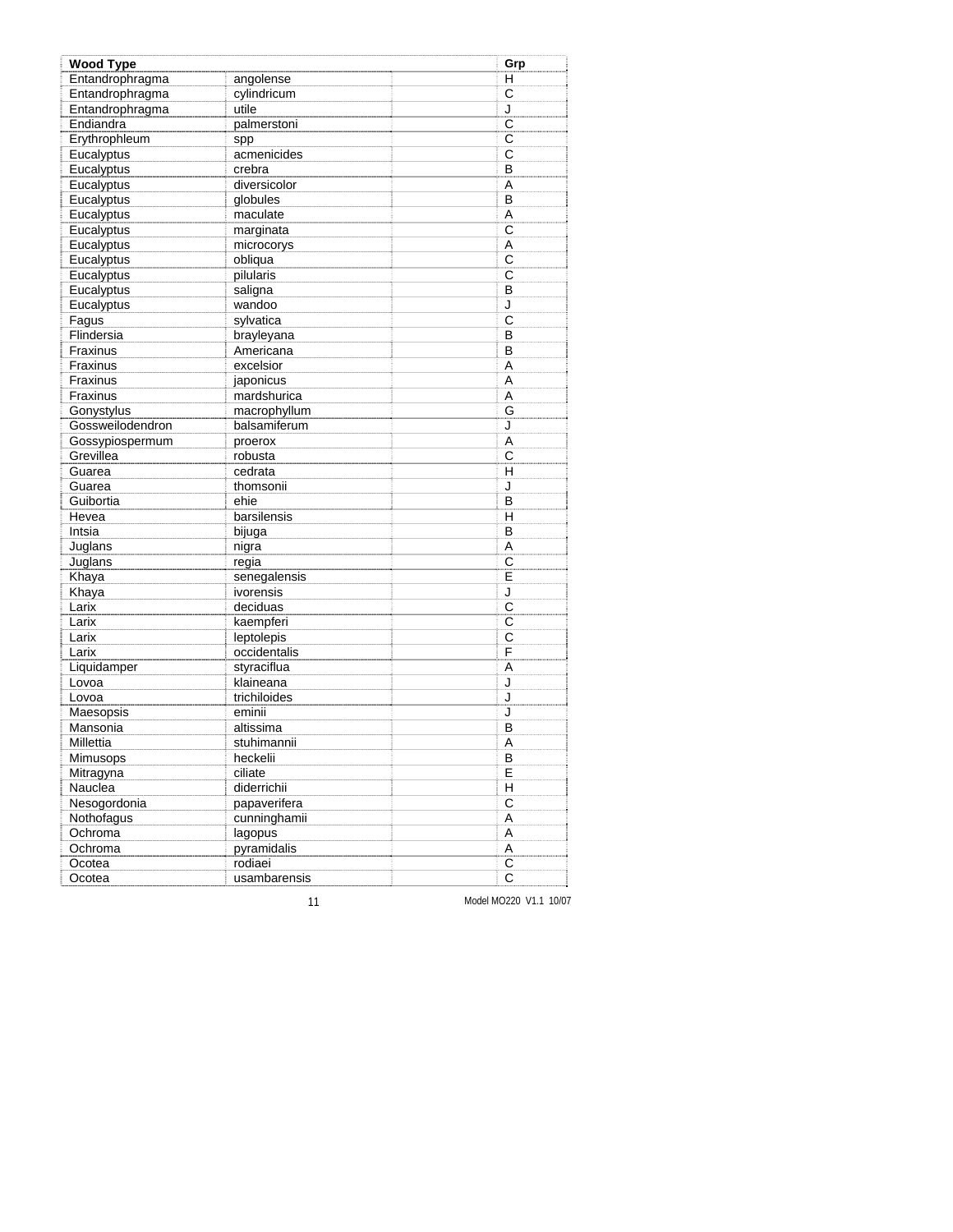| Wood Type | | | Grp |
|---|---|---|---|
| Entandrophragma | angolense | | H |
| Entandrophragma | cylindricum | | C |
| Entandrophragma | utile | | J |
| Endiandra | palmerstoni | | C |
| Erythrophleum | spp | | C |
| Eucalyptus | acmenicides | | C |
| Eucalyptus | crebra | | B |
| Eucalyptus | diversicolor | | A |
| Eucalyptus | globules | | B |
| Eucalyptus | maculate | | A |
| Eucalyptus | marginata | | C |
| Eucalyptus | microcorys | | A |
| Eucalyptus | obliqua | | C |
| Eucalyptus | pilularis | | C |
| Eucalyptus | saligna | | B |
| Eucalyptus | wandoo | | J |
| Fagus | sylvatica | | C |
| Flindersia | brayleyana | | B |
| Fraxinus | Americana | | B |
| Fraxinus | excelsior | | A |
| Fraxinus | japonicus | | A |
| Fraxinus | mardshurica | | A |
| Gonystylus | macrophyllum | | G |
| Gossweilodendron | balsamiferum | | J |
| Gossypiospermum | proerox | | A |
| Grevillea | robusta | | C |
| Guarea | cedrata | | H |
| Guarea | thomsonii | | J |
| Guibortia | ehie | | B |
| Hevea | barsilensis | | H |
| Intsia | bijuga | | B |
| Juglans | nigra | | A |
| Juglans | regia | | C |
| Khaya | senegalensis | | E |
| Khaya | ivorensis | | J |
| Larix | deciduas | | C |
| Larix | kaempferi | | C |
| Larix | leptolepis | | C |
| Larix | occidentalis | | F |
| Liquidamper | styraciflua | | A |
| Lovoa | klaineana | | J |
| Lovoa | trichiloides | | J |
| Maesopsis | eminii | | J |
| Mansonia | altissima | | B |
| Millettia | stuhimannii | | A |
| Mimusops | heckelii | | B |
| Mitragyna | ciliate | | E |
| Nauclea | diderrichii | | H |
| Nesogordonia | papaverifera | | C |
| Nothofagus | cunninghamii | | A |
| Ochroma | lagopus | | A |
| Ochroma | pyramidalis | | A |
| Ocotea | rodiaei | | C |
| Ocotea | usambarensis | | C |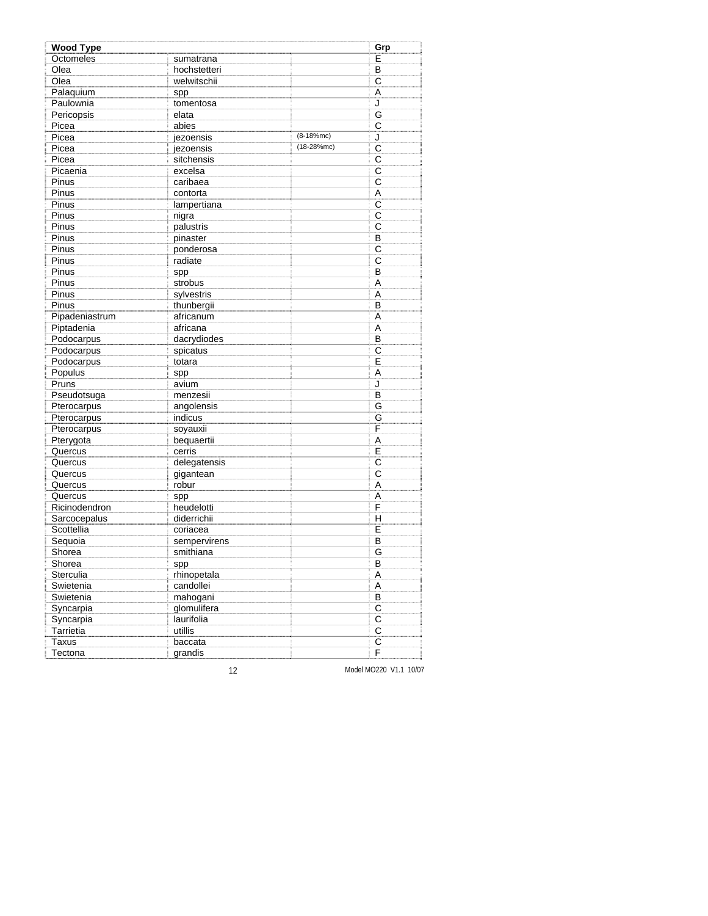| Wood Type | | | Grp |
|---|---|---|---|
| Octomeles | sumatrana | | E |
| Olea | hochstetteri | | B |
| Olea | welwitschii | | C |
| Palaquium | spp | | A |
| Paulownia | tomentosa | | J |
| Pericopsis | elata | | G |
| Picea | abies | | C |
| Picea | jezoensis | (8-18%mc) | J |
| Picea | jezoensis | (18-28%mc) | C |
| Picea | sitchensis | | C |
| Picaenia | excelsa | | C |
| Pinus | caribaea | | C |
| Pinus | contorta | | A |
| Pinus | lampertiana | | C |
| Pinus | nigra | | C |
| Pinus | palustris | | C |
| Pinus | pinaster | | B |
| Pinus | ponderosa | | C |
| Pinus | radiate | | C |
| Pinus | spp | | B |
| Pinus | strobus | | A |
| Pinus | sylvestris | | A |
| Pinus | thunbergii | | B |
| Pipadeniastrum | africanum | | A |
| Piptadenia | africana | | A |
| Podocarpus | dacrydiodes | | B |
| Podocarpus | spicatus | | C |
| Podocarpus | totara | | E |
| Populus | spp | | A |
| Pruns | avium | | J |
| Pseudotsuga | menzesii | | B |
| Pterocarpus | angolensis | | G |
| Pterocarpus | indicus | | G |
| Pterocarpus | soyauxii | | F |
| Pterygota | bequaertii | | A |
| Quercus | cerris | | E |
| Quercus | delegatensis | | C |
| Quercus | gigantean | | C |
| Quercus | robur | | A |
| Quercus | spp | | A |
| Ricinodendron | heudelotti | | F |
| Sarcocepalus | diderrichii | | H |
| Scottellia | coriacea | | E |
| Sequoia | sempervirens | | B |
| Shorea | smithiana | | G |
| Shorea | spp | | B |
| Sterculia | rhinopetala | | A |
| Swietenia | candollei | | A |
| Swietenia | mahogani | | B |
| Syncarpia | glomulifera | | C |
| Syncarpia | laurifolia | | C |
| Tarrietia | utillis | | C |
| Taxus | baccata | | C |
| Tectona | grandis | | F |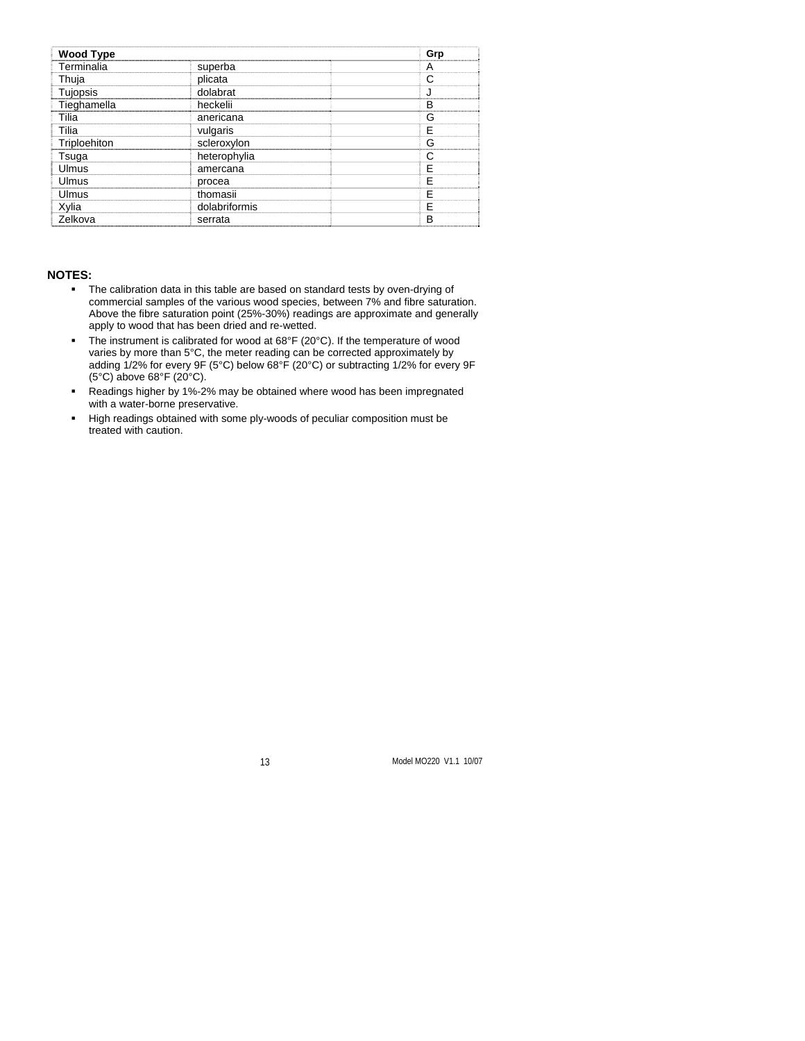| Wood Type | | | Grp |
|---|---|---|---|
| Terminalia | superba | | A |
| Thuja | plicata | | C |
| Tujopsis | dolabrat | | J |
| Tieghamella | heckelii | | B |
| Tilia | anericana | | G |
| Tilia | vulgaris | | E |
| Triploehiton | scleroxylon | | G |
| Tsuga | heterophylia | | C |
| Ulmus | amercana | | E |
| Ulmus | procea | | E |
| Ulmus | thomasii | | E |
| Xylia | dolabriformis | | E |
| Zelkova | serrata | | B |

**NOTES:**

- The calibration data in this table are based on standard tests by oven-drying of commercial samples of the various wood species, between 7% and fibre saturation. Above the fibre saturation point (25%-30%) readings are approximate and generally apply to wood that has been dried and re-wetted.
- The instrument is calibrated for wood at 68°F (20°C). If the temperature of wood varies by more than 5°C, the meter reading can be corrected approximately by adding 1/2% for every 9F (5°C) below 68°F (20°C) or subtracting 1/2% for every 9F (5°C) above 68°F (20°C).
- Readings higher by 1%-2% may be obtained where wood has been impregnated with a water-borne preservative.
- High readings obtained with some ply-woods of peculiar composition must be treated with caution.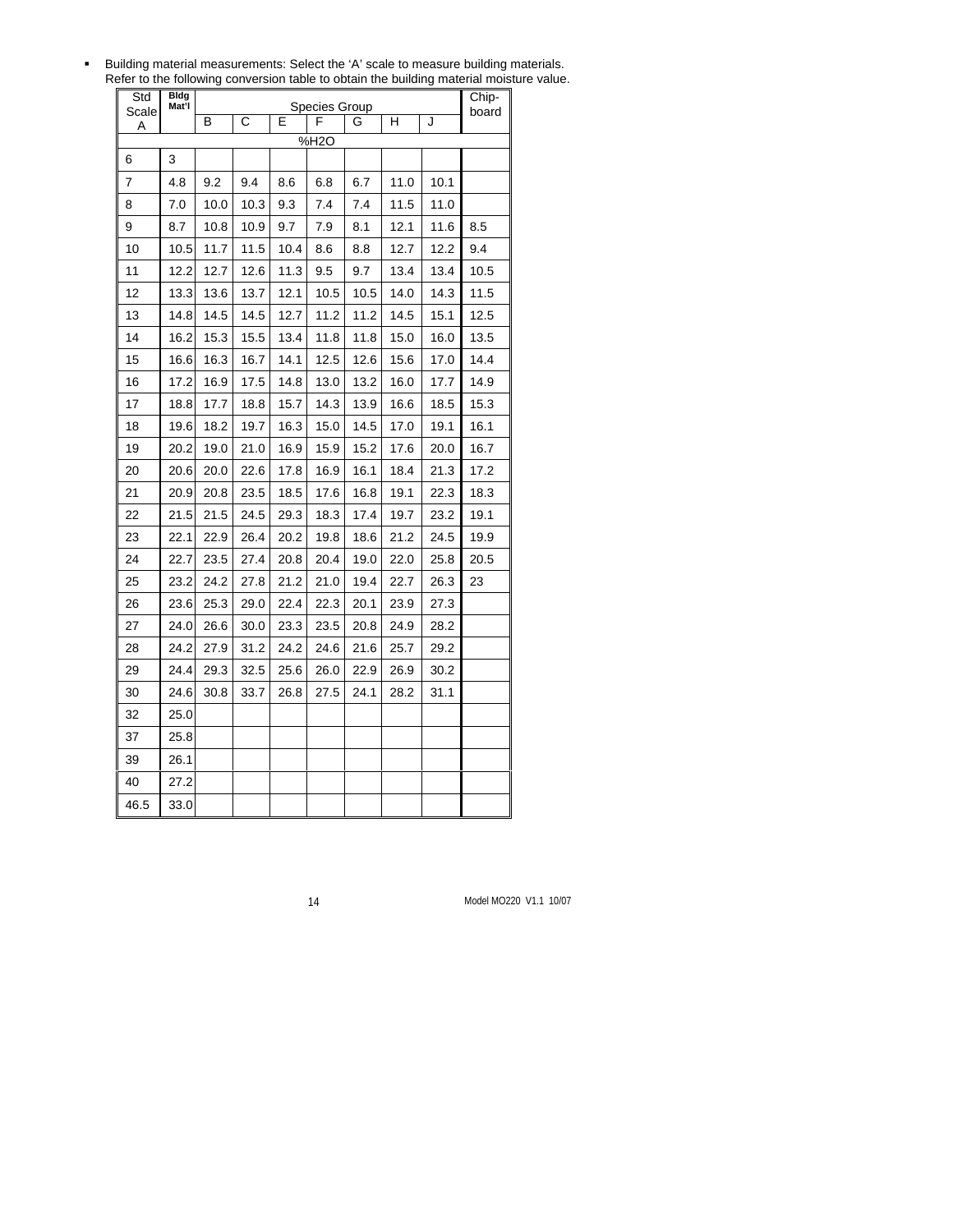- Building material measurements: Select the 'A' scale to measure building materials. Refer to the following conversion table to obtain the building material moisture value.

| Std Scale A | Bldg Mat'l | Species Group | | | | | | | Chip-board |
|---|---|---|---|---|---|---|---|---|---|
| | | B | C | E | F | G | H | J | |
| %H2O | | | | | | | | | |
| 6 | 3 | | | | | | | | |
| 7 | 4.8 | 9.2 | 9.4 | 8.6 | 6.8 | 6.7 | 11.0 | 10.1 | |
| 8 | 7.0 | 10.0 | 10.3 | 9.3 | 7.4 | 7.4 | 11.5 | 11.0 | |
| 9 | 8.7 | 10.8 | 10.9 | 9.7 | 7.9 | 8.1 | 12.1 | 11.6 | 8.5 |
| 10 | 10.5 | 11.7 | 11.5 | 10.4 | 8.6 | 8.8 | 12.7 | 12.2 | 9.4 |
| 11 | 12.2 | 12.7 | 12.6 | 11.3 | 9.5 | 9.7 | 13.4 | 13.4 | 10.5 |
| 12 | 13.3 | 13.6 | 13.7 | 12.1 | 10.5 | 10.5 | 14.0 | 14.3 | 11.5 |
| 13 | 14.8 | 14.5 | 14.5 | 12.7 | 11.2 | 11.2 | 14.5 | 15.1 | 12.5 |
| 14 | 16.2 | 15.3 | 15.5 | 13.4 | 11.8 | 11.8 | 15.0 | 16.0 | 13.5 |
| 15 | 16.6 | 16.3 | 16.7 | 14.1 | 12.5 | 12.6 | 15.6 | 17.0 | 14.4 |
| 16 | 17.2 | 16.9 | 17.5 | 14.8 | 13.0 | 13.2 | 16.0 | 17.7 | 14.9 |
| 17 | 18.8 | 17.7 | 18.8 | 15.7 | 14.3 | 13.9 | 16.6 | 18.5 | 15.3 |
| 18 | 19.6 | 18.2 | 19.7 | 16.3 | 15.0 | 14.5 | 17.0 | 19.1 | 16.1 |
| 19 | 20.2 | 19.0 | 21.0 | 16.9 | 15.9 | 15.2 | 17.6 | 20.0 | 16.7 |
| 20 | 20.6 | 20.0 | 22.6 | 17.8 | 16.9 | 16.1 | 18.4 | 21.3 | 17.2 |
| 21 | 20.9 | 20.8 | 23.5 | 18.5 | 17.6 | 16.8 | 19.1 | 22.3 | 18.3 |
| 22 | 21.5 | 21.5 | 24.5 | 29.3 | 18.3 | 17.4 | 19.7 | 23.2 | 19.1 |
| 23 | 22.1 | 22.9 | 26.4 | 20.2 | 19.8 | 18.6 | 21.2 | 24.5 | 19.9 |
| 24 | 22.7 | 23.5 | 27.4 | 20.8 | 20.4 | 19.0 | 22.0 | 25.8 | 20.5 |
| 25 | 23.2 | 24.2 | 27.8 | 21.2 | 21.0 | 19.4 | 22.7 | 26.3 | 23 |
| 26 | 23.6 | 25.3 | 29.0 | 22.4 | 22.3 | 20.1 | 23.9 | 27.3 | |
| 27 | 24.0 | 26.6 | 30.0 | 23.3 | 23.5 | 20.8 | 24.9 | 28.2 | |
| 28 | 24.2 | 27.9 | 31.2 | 24.2 | 24.6 | 21.6 | 25.7 | 29.2 | |
| 29 | 24.4 | 29.3 | 32.5 | 25.6 | 26.0 | 22.9 | 26.9 | 30.2 | |
| 30 | 24.6 | 30.8 | 33.7 | 26.8 | 27.5 | 24.1 | 28.2 | 31.1 | |
| 32 | 25.0 | | | | | | | | |
| 37 | 25.8 | | | | | | | | |
| 39 | 26.1 | | | | | | | | |
| 40 | 27.2 | | | | | | | | |
| 46.5 | 33.0 | | | | | | | | |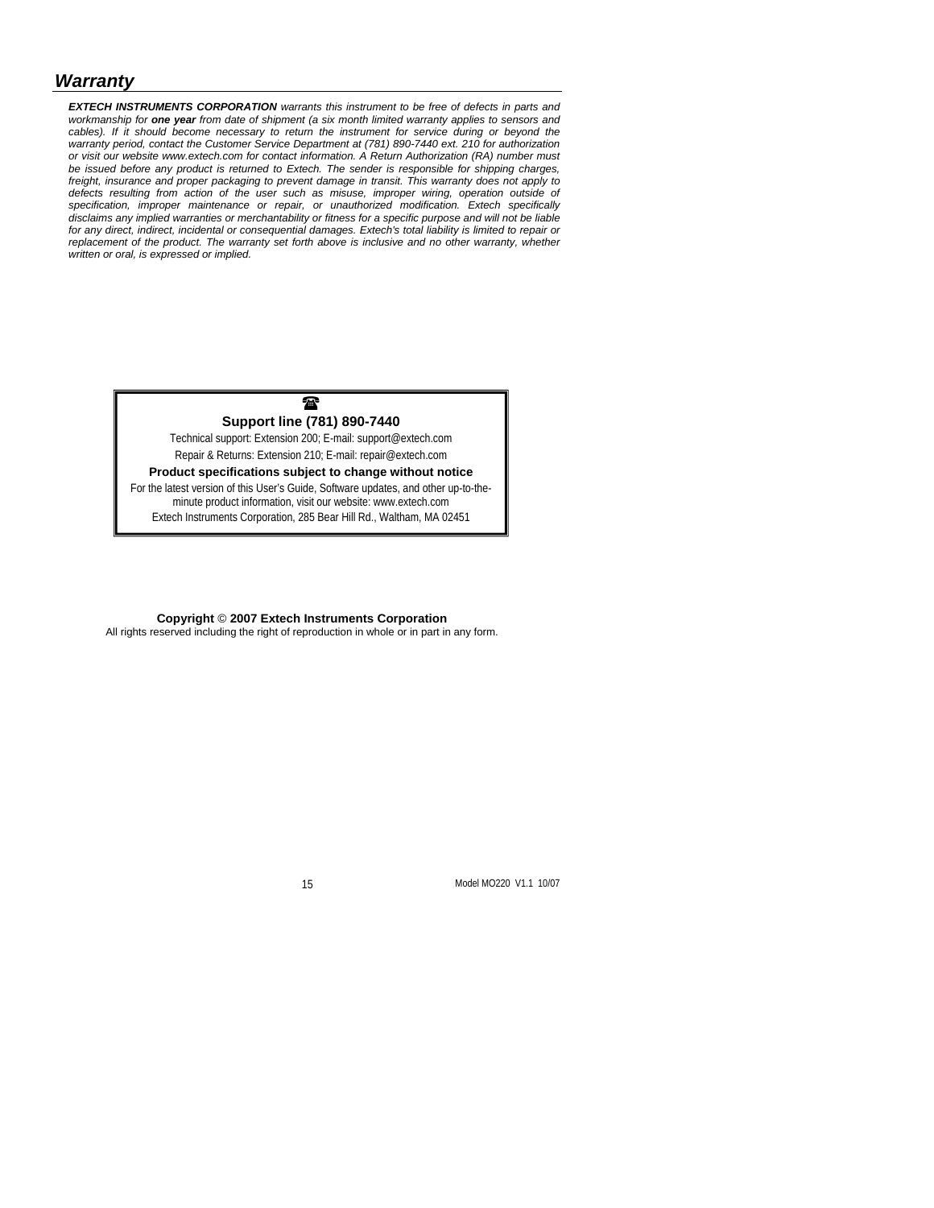## *Warranty*

***EXTECH INSTRUMENTS CORPORATION** warrants this instrument to be free of defects in parts and workmanship for **one year** from date of shipment (a six month limited warranty applies to sensors and cables). If it should become necessary to return the instrument for service during or beyond the warranty period, contact the Customer Service Department at (781) 890-7440 ext. 210 for authorization or visit our website www.extech.com for contact information. A Return Authorization (RA) number must be issued before any product is returned to Extech. The sender is responsible for shipping charges, freight, insurance and proper packaging to prevent damage in transit. This warranty does not apply to defects resulting from action of the user such as misuse, improper wiring, operation outside of specification, improper maintenance or repair, or unauthorized modification. Extech specifically disclaims any implied warranties or merchantability or fitness for a specific purpose and will not be liable for any direct, indirect, incidental or consequential damages. Extech's total liability is limited to repair or replacement of the product. The warranty set forth above is inclusive and no other warranty, whether written or oral, is expressed or implied.*

☎

**Support line (781) 890-7440**

Technical support: Extension 200; E-mail: support@extech.com

Repair & Returns: Extension 210; E-mail: repair@extech.com

**Product specifications subject to change without notice**

For the latest version of this User's Guide, Software updates, and other up-to-the-minute product information, visit our website: www.extech.com

Extech Instruments Corporation, 285 Bear Hill Rd., Waltham, MA 02451

**Copyright © 2007 Extech Instruments Corporation**

All rights reserved including the right of reproduction in whole or in part in any form.

Model MO220 V1.1 10/07